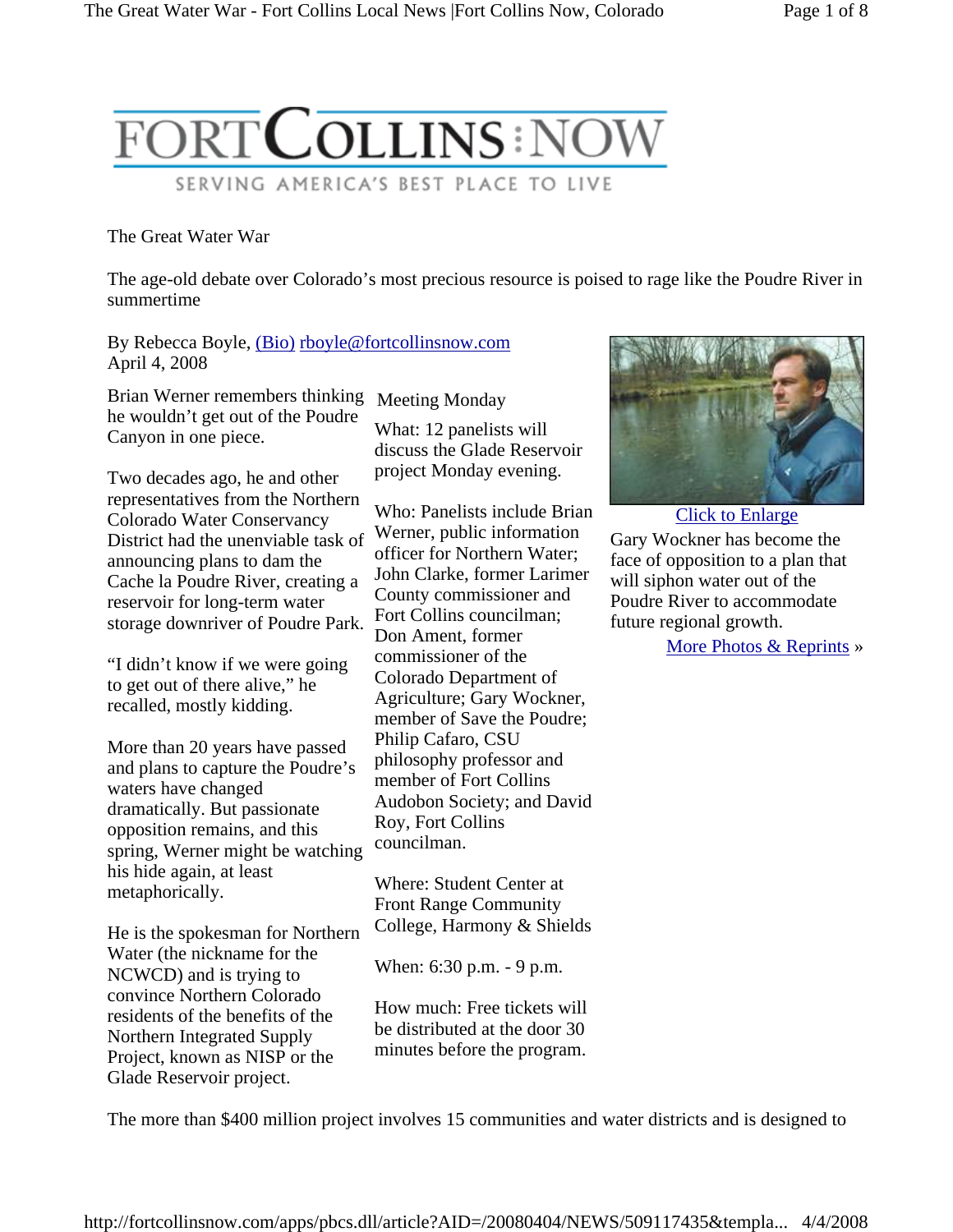# FORT COLLINS NOW

SERVING AMERICA'S BEST PLACE TO LIVE

## The Great Water War

The age-old debate over Colorado's most precious resource is poised to rage like the Poudre River in summertime

By Rebecca Boyle, (Bio) rboyle@fortcollinsnow.com
April 4, 2008

Brian Werner remembers thinking he wouldn't get out of the Poudre Canyon in one piece.

Two decades ago, he and other representatives from the Northern Colorado Water Conservancy District had the unenviable task of announcing plans to dam the Cache la Poudre River, creating a reservoir for long-term water storage downriver of Poudre Park.

"I didn't know if we were going to get out of there alive," he recalled, mostly kidding.

More than 20 years have passed and plans to capture the Poudre's waters have changed dramatically. But passionate opposition remains, and this spring, Werner might be watching his hide again, at least metaphorically.

He is the spokesman for Northern Water (the nickname for the NCWCD) and is trying to convince Northern Colorado residents of the benefits of the Northern Integrated Supply Project, known as NISP or the Glade Reservoir project.

**Meeting Monday**

What: 12 panelists will discuss the Glade Reservoir project Monday evening.

Who: Panelists include Brian Werner, public information officer for Northern Water; John Clarke, former Larimer County commissioner and Fort Collins councilman; Don Ament, former commissioner of the Colorado Department of Agriculture; Gary Wockner, member of Save the Poudre; Philip Cafaro, CSU philosophy professor and member of Fort Collins Audobon Society; and David Roy, Fort Collins councilman.

Where: Student Center at Front Range Community College, Harmony & Shields

When: 6:30 p.m. - 9 p.m.

How much: Free tickets will be distributed at the door 30 minutes before the program.

Click to Enlarge

Gary Wockner has become the face of opposition to a plan that will siphon water out of the Poudre River to accommodate future regional growth.

More Photos & Reprints »

The more than $400 million project involves 15 communities and water districts and is designed to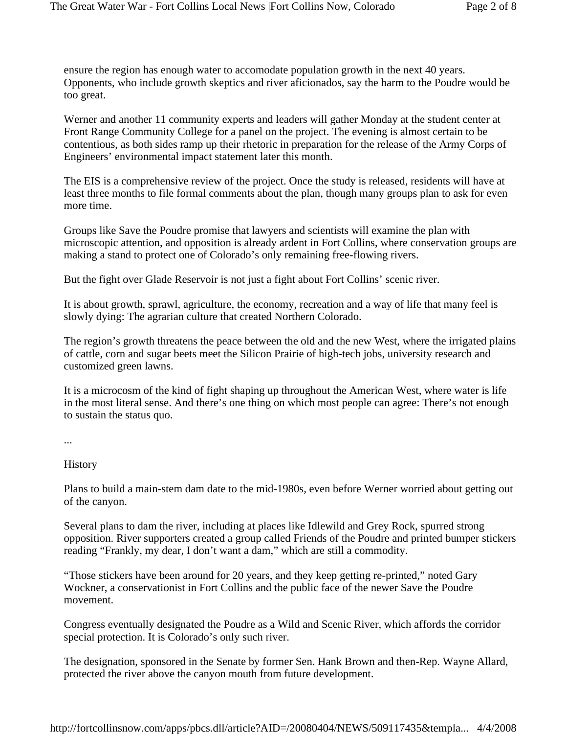ensure the region has enough water to accomodate population growth in the next 40 years. Opponents, who include growth skeptics and river aficionados, say the harm to the Poudre would be too great.

Werner and another 11 community experts and leaders will gather Monday at the student center at Front Range Community College for a panel on the project. The evening is almost certain to be contentious, as both sides ramp up their rhetoric in preparation for the release of the Army Corps of Engineers' environmental impact statement later this month.

The EIS is a comprehensive review of the project. Once the study is released, residents will have at least three months to file formal comments about the plan, though many groups plan to ask for even more time.

Groups like Save the Poudre promise that lawyers and scientists will examine the plan with microscopic attention, and opposition is already ardent in Fort Collins, where conservation groups are making a stand to protect one of Colorado's only remaining free-flowing rivers.

But the fight over Glade Reservoir is not just a fight about Fort Collins' scenic river.

It is about growth, sprawl, agriculture, the economy, recreation and a way of life that many feel is slowly dying: The agrarian culture that created Northern Colorado.

The region's growth threatens the peace between the old and the new West, where the irrigated plains of cattle, corn and sugar beets meet the Silicon Prairie of high-tech jobs, university research and customized green lawns.

It is a microcosm of the kind of fight shaping up throughout the American West, where water is life in the most literal sense. And there's one thing on which most people can agree: There's not enough to sustain the status quo.

...

History

Plans to build a main-stem dam date to the mid-1980s, even before Werner worried about getting out of the canyon.

Several plans to dam the river, including at places like Idlewild and Grey Rock, spurred strong opposition. River supporters created a group called Friends of the Poudre and printed bumper stickers reading "Frankly, my dear, I don't want a dam," which are still a commodity.

"Those stickers have been around for 20 years, and they keep getting re-printed," noted Gary Wockner, a conservationist in Fort Collins and the public face of the newer Save the Poudre movement.

Congress eventually designated the Poudre as a Wild and Scenic River, which affords the corridor special protection. It is Colorado's only such river.

The designation, sponsored in the Senate by former Sen. Hank Brown and then-Rep. Wayne Allard, protected the river above the canyon mouth from future development.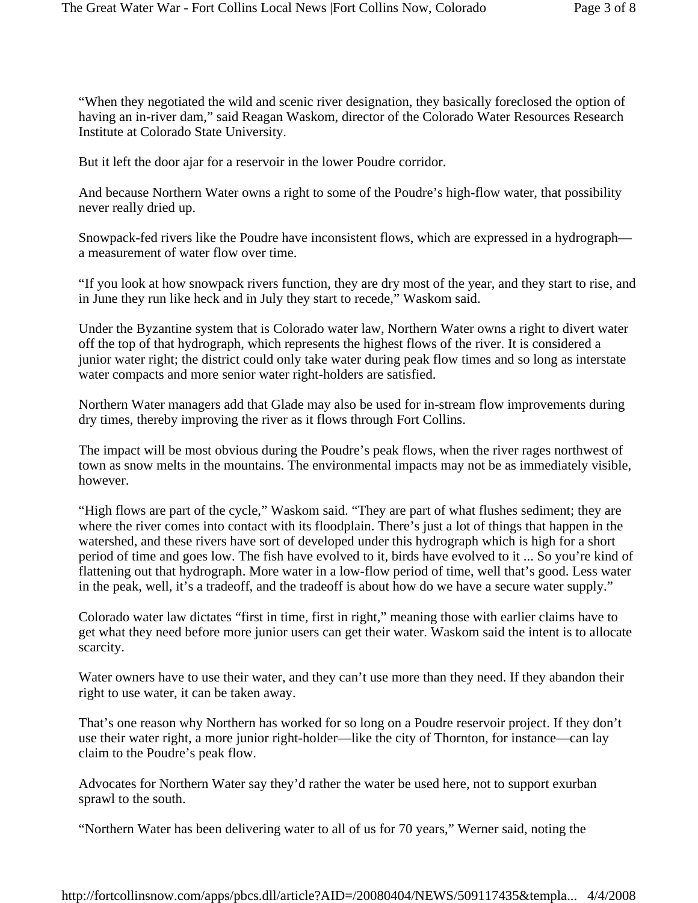"When they negotiated the wild and scenic river designation, they basically foreclosed the option of having an in-river dam," said Reagan Waskom, director of the Colorado Water Resources Research Institute at Colorado State University.

But it left the door ajar for a reservoir in the lower Poudre corridor.

And because Northern Water owns a right to some of the Poudre's high-flow water, that possibility never really dried up.

Snowpack-fed rivers like the Poudre have inconsistent flows, which are expressed in a hydrograph—a measurement of water flow over time.

"If you look at how snowpack rivers function, they are dry most of the year, and they start to rise, and in June they run like heck and in July they start to recede," Waskom said.

Under the Byzantine system that is Colorado water law, Northern Water owns a right to divert water off the top of that hydrograph, which represents the highest flows of the river. It is considered a junior water right; the district could only take water during peak flow times and so long as interstate water compacts and more senior water right-holders are satisfied.

Northern Water managers add that Glade may also be used for in-stream flow improvements during dry times, thereby improving the river as it flows through Fort Collins.

The impact will be most obvious during the Poudre's peak flows, when the river rages northwest of town as snow melts in the mountains. The environmental impacts may not be as immediately visible, however.

"High flows are part of the cycle," Waskom said. "They are part of what flushes sediment; they are where the river comes into contact with its floodplain. There's just a lot of things that happen in the watershed, and these rivers have sort of developed under this hydrograph which is high for a short period of time and goes low. The fish have evolved to it, birds have evolved to it ... So you're kind of flattening out that hydrograph. More water in a low-flow period of time, well that's good. Less water in the peak, well, it's a tradeoff, and the tradeoff is about how do we have a secure water supply."

Colorado water law dictates "first in time, first in right," meaning those with earlier claims have to get what they need before more junior users can get their water. Waskom said the intent is to allocate scarcity.

Water owners have to use their water, and they can't use more than they need. If they abandon their right to use water, it can be taken away.

That's one reason why Northern has worked for so long on a Poudre reservoir project. If they don't use their water right, a more junior right-holder—like the city of Thornton, for instance—can lay claim to the Poudre's peak flow.

Advocates for Northern Water say they'd rather the water be used here, not to support exurban sprawl to the south.

"Northern Water has been delivering water to all of us for 70 years," Werner said, noting the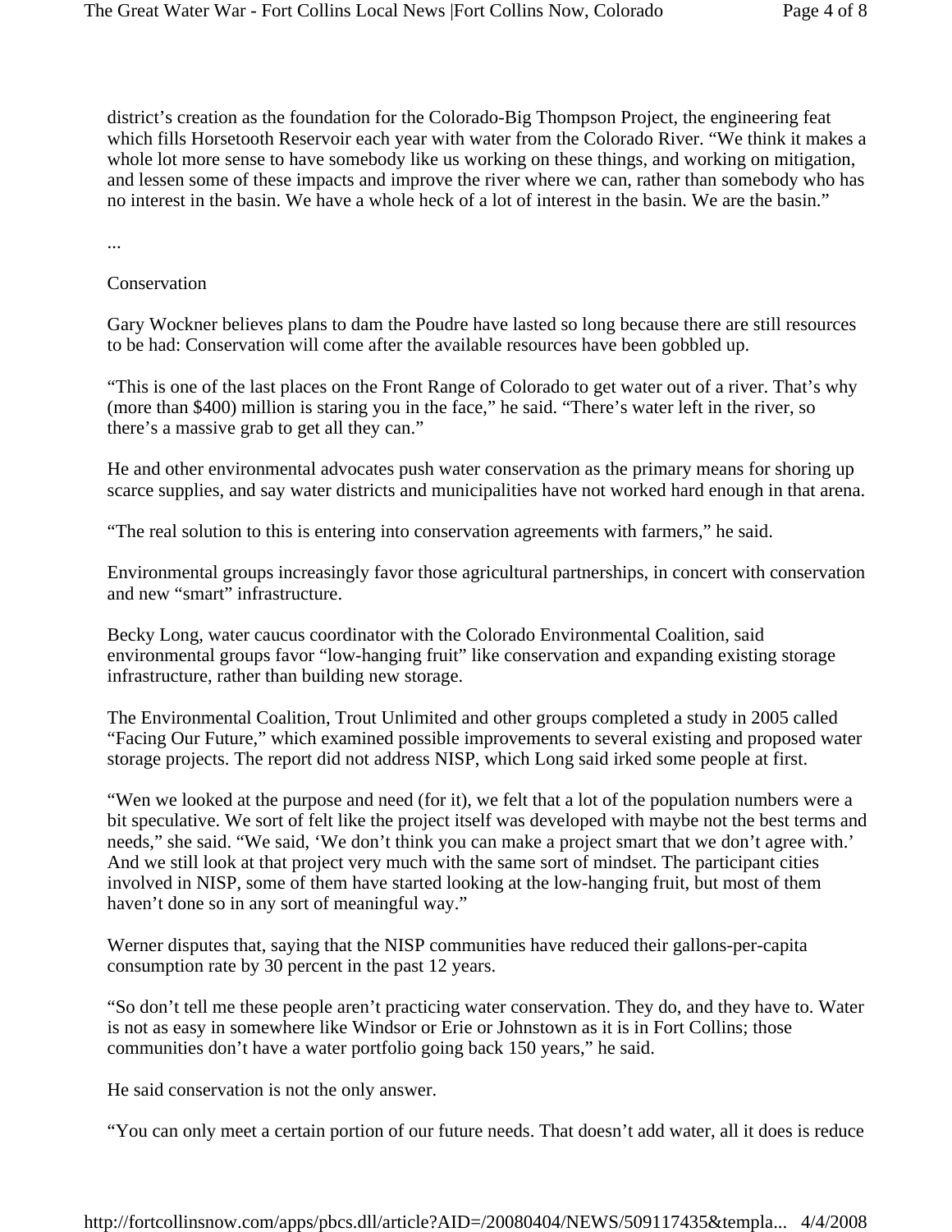district's creation as the foundation for the Colorado-Big Thompson Project, the engineering feat which fills Horsetooth Reservoir each year with water from the Colorado River. "We think it makes a whole lot more sense to have somebody like us working on these things, and working on mitigation, and lessen some of these impacts and improve the river where we can, rather than somebody who has no interest in the basin. We have a whole heck of a lot of interest in the basin. We are the basin."

...

## Conservation

Gary Wockner believes plans to dam the Poudre have lasted so long because there are still resources to be had: Conservation will come after the available resources have been gobbled up.

"This is one of the last places on the Front Range of Colorado to get water out of a river. That's why (more than $400) million is staring you in the face," he said. "There's water left in the river, so there's a massive grab to get all they can."

He and other environmental advocates push water conservation as the primary means for shoring up scarce supplies, and say water districts and municipalities have not worked hard enough in that arena.

"The real solution to this is entering into conservation agreements with farmers," he said.

Environmental groups increasingly favor those agricultural partnerships, in concert with conservation and new "smart" infrastructure.

Becky Long, water caucus coordinator with the Colorado Environmental Coalition, said environmental groups favor "low-hanging fruit" like conservation and expanding existing storage infrastructure, rather than building new storage.

The Environmental Coalition, Trout Unlimited and other groups completed a study in 2005 called "Facing Our Future," which examined possible improvements to several existing and proposed water storage projects. The report did not address NISP, which Long said irked some people at first.

"Wen we looked at the purpose and need (for it), we felt that a lot of the population numbers were a bit speculative. We sort of felt like the project itself was developed with maybe not the best terms and needs," she said. "We said, 'We don't think you can make a project smart that we don't agree with.' And we still look at that project very much with the same sort of mindset. The participant cities involved in NISP, some of them have started looking at the low-hanging fruit, but most of them haven't done so in any sort of meaningful way."

Werner disputes that, saying that the NISP communities have reduced their gallons-per-capita consumption rate by 30 percent in the past 12 years.

"So don't tell me these people aren't practicing water conservation. They do, and they have to. Water is not as easy in somewhere like Windsor or Erie or Johnstown as it is in Fort Collins; those communities don't have a water portfolio going back 150 years," he said.

He said conservation is not the only answer.

"You can only meet a certain portion of our future needs. That doesn't add water, all it does is reduce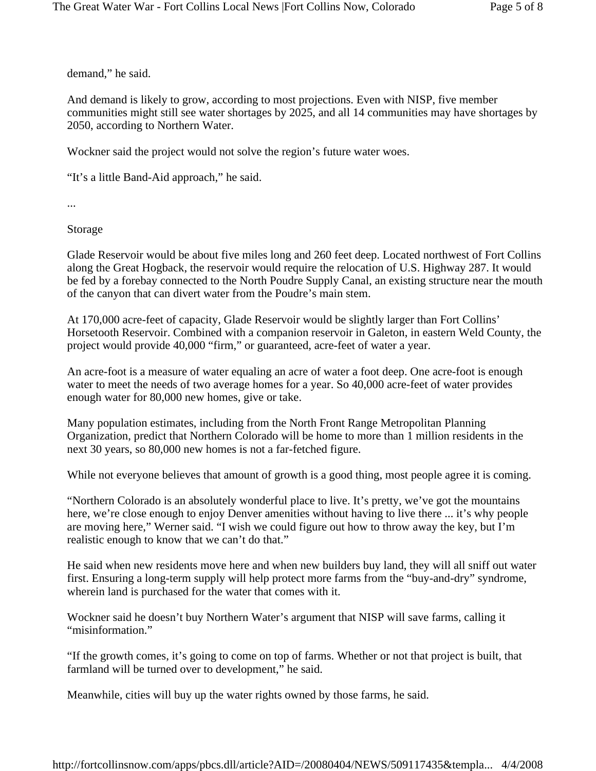demand," he said.

And demand is likely to grow, according to most projections. Even with NISP, five member communities might still see water shortages by 2025, and all 14 communities may have shortages by 2050, according to Northern Water.

Wockner said the project would not solve the region's future water woes.

"It's a little Band-Aid approach," he said.

...

## Storage

Glade Reservoir would be about five miles long and 260 feet deep. Located northwest of Fort Collins along the Great Hogback, the reservoir would require the relocation of U.S. Highway 287. It would be fed by a forebay connected to the North Poudre Supply Canal, an existing structure near the mouth of the canyon that can divert water from the Poudre's main stem.

At 170,000 acre-feet of capacity, Glade Reservoir would be slightly larger than Fort Collins' Horsetooth Reservoir. Combined with a companion reservoir in Galeton, in eastern Weld County, the project would provide 40,000 "firm," or guaranteed, acre-feet of water a year.

An acre-foot is a measure of water equaling an acre of water a foot deep. One acre-foot is enough water to meet the needs of two average homes for a year. So 40,000 acre-feet of water provides enough water for 80,000 new homes, give or take.

Many population estimates, including from the North Front Range Metropolitan Planning Organization, predict that Northern Colorado will be home to more than 1 million residents in the next 30 years, so 80,000 new homes is not a far-fetched figure.

While not everyone believes that amount of growth is a good thing, most people agree it is coming.

"Northern Colorado is an absolutely wonderful place to live. It's pretty, we've got the mountains here, we're close enough to enjoy Denver amenities without having to live there ... it's why people are moving here," Werner said. "I wish we could figure out how to throw away the key, but I'm realistic enough to know that we can't do that."

He said when new residents move here and when new builders buy land, they will all sniff out water first. Ensuring a long-term supply will help protect more farms from the "buy-and-dry" syndrome, wherein land is purchased for the water that comes with it.

Wockner said he doesn't buy Northern Water's argument that NISP will save farms, calling it "misinformation."

"If the growth comes, it's going to come on top of farms. Whether or not that project is built, that farmland will be turned over to development," he said.

Meanwhile, cities will buy up the water rights owned by those farms, he said.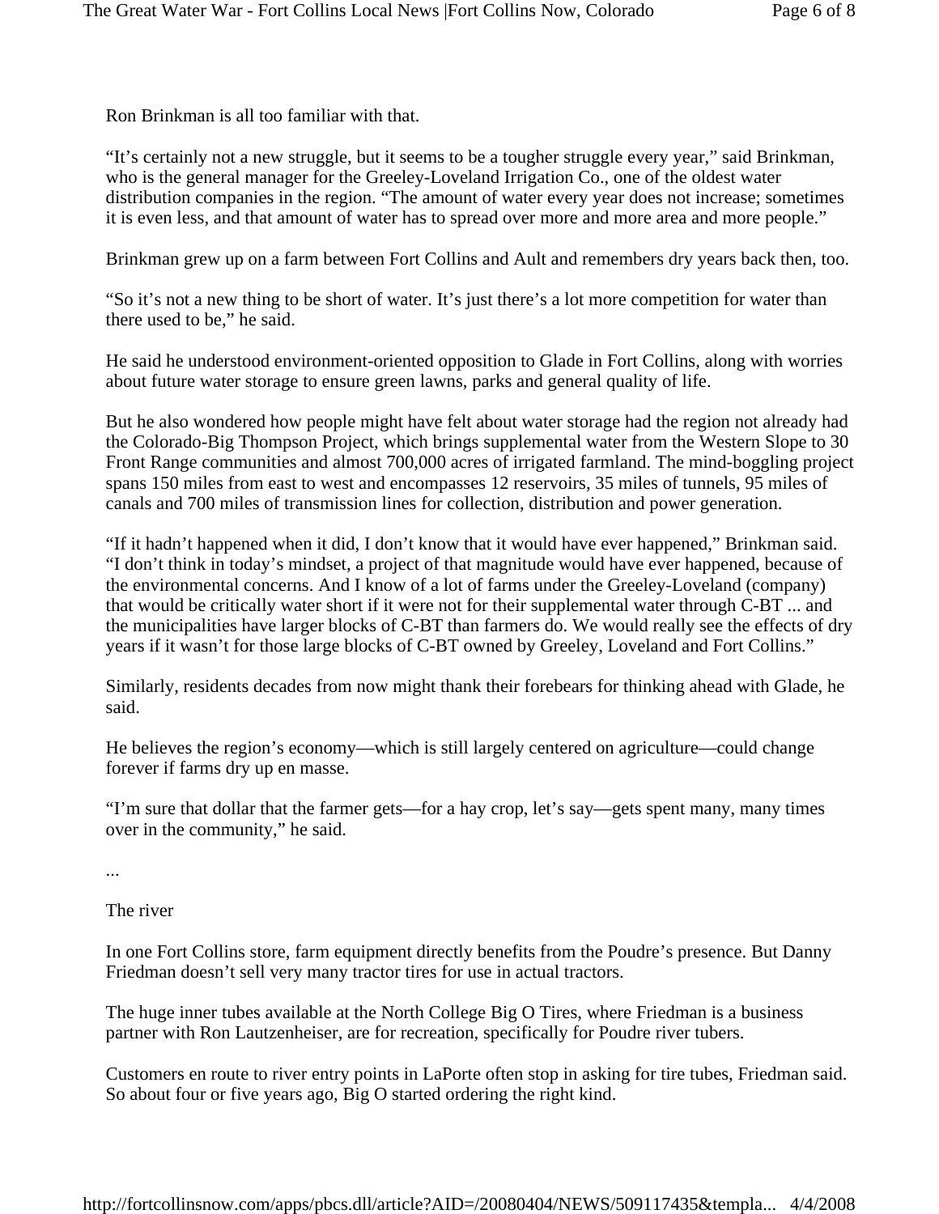Ron Brinkman is all too familiar with that.

“It’s certainly not a new struggle, but it seems to be a tougher struggle every year,” said Brinkman, who is the general manager for the Greeley-Loveland Irrigation Co., one of the oldest water distribution companies in the region. “The amount of water every year does not increase; sometimes it is even less, and that amount of water has to spread over more and more area and more people.”

Brinkman grew up on a farm between Fort Collins and Ault and remembers dry years back then, too.

“So it’s not a new thing to be short of water. It’s just there’s a lot more competition for water than there used to be,” he said.

He said he understood environment-oriented opposition to Glade in Fort Collins, along with worries about future water storage to ensure green lawns, parks and general quality of life.

But he also wondered how people might have felt about water storage had the region not already had the Colorado-Big Thompson Project, which brings supplemental water from the Western Slope to 30 Front Range communities and almost 700,000 acres of irrigated farmland. The mind-boggling project spans 150 miles from east to west and encompasses 12 reservoirs, 35 miles of tunnels, 95 miles of canals and 700 miles of transmission lines for collection, distribution and power generation.

“If it hadn’t happened when it did, I don’t know that it would have ever happened,” Brinkman said. “I don’t think in today’s mindset, a project of that magnitude would have ever happened, because of the environmental concerns. And I know of a lot of farms under the Greeley-Loveland (company) that would be critically water short if it were not for their supplemental water through C-BT ... and the municipalities have larger blocks of C-BT than farmers do. We would really see the effects of dry years if it wasn’t for those large blocks of C-BT owned by Greeley, Loveland and Fort Collins.”

Similarly, residents decades from now might thank their forebears for thinking ahead with Glade, he said.

He believes the region’s economy—which is still largely centered on agriculture—could change forever if farms dry up en masse.

“I’m sure that dollar that the farmer gets—for a hay crop, let’s say—gets spent many, many times over in the community,” he said.

...

The river

In one Fort Collins store, farm equipment directly benefits from the Poudre’s presence. But Danny Friedman doesn’t sell very many tractor tires for use in actual tractors.

The huge inner tubes available at the North College Big O Tires, where Friedman is a business partner with Ron Lautzenheiser, are for recreation, specifically for Poudre river tubers.

Customers en route to river entry points in LaPorte often stop in asking for tire tubes, Friedman said. So about four or five years ago, Big O started ordering the right kind.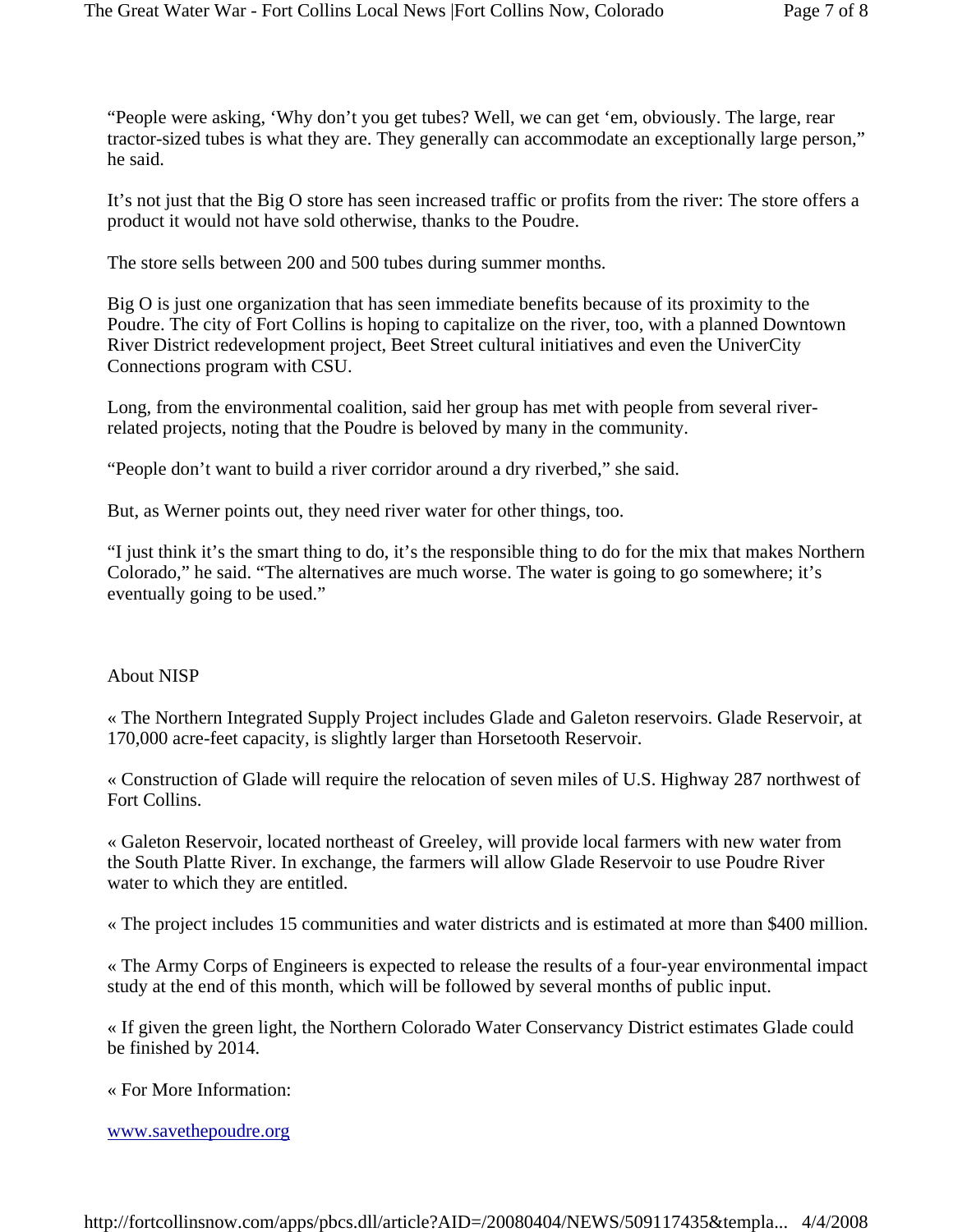"People were asking, 'Why don't you get tubes? Well, we can get 'em, obviously. The large, rear tractor-sized tubes is what they are. They generally can accommodate an exceptionally large person," he said.

It's not just that the Big O store has seen increased traffic or profits from the river: The store offers a product it would not have sold otherwise, thanks to the Poudre.

The store sells between 200 and 500 tubes during summer months.

Big O is just one organization that has seen immediate benefits because of its proximity to the Poudre. The city of Fort Collins is hoping to capitalize on the river, too, with a planned Downtown River District redevelopment project, Beet Street cultural initiatives and even the UniverCity Connections program with CSU.

Long, from the environmental coalition, said her group has met with people from several river-related projects, noting that the Poudre is beloved by many in the community.

"People don't want to build a river corridor around a dry riverbed," she said.

But, as Werner points out, they need river water for other things, too.

"I just think it's the smart thing to do, it's the responsible thing to do for the mix that makes Northern Colorado," he said. "The alternatives are much worse. The water is going to go somewhere; it's eventually going to be used."

About NISP

« The Northern Integrated Supply Project includes Glade and Galeton reservoirs. Glade Reservoir, at 170,000 acre-feet capacity, is slightly larger than Horsetooth Reservoir.

« Construction of Glade will require the relocation of seven miles of U.S. Highway 287 northwest of Fort Collins.

« Galeton Reservoir, located northeast of Greeley, will provide local farmers with new water from the South Platte River. In exchange, the farmers will allow Glade Reservoir to use Poudre River water to which they are entitled.

« The project includes 15 communities and water districts and is estimated at more than $400 million.

« The Army Corps of Engineers is expected to release the results of a four-year environmental impact study at the end of this month, which will be followed by several months of public input.

« If given the green light, the Northern Colorado Water Conservancy District estimates Glade could be finished by 2014.

« For More Information:

www.savethepoudre.org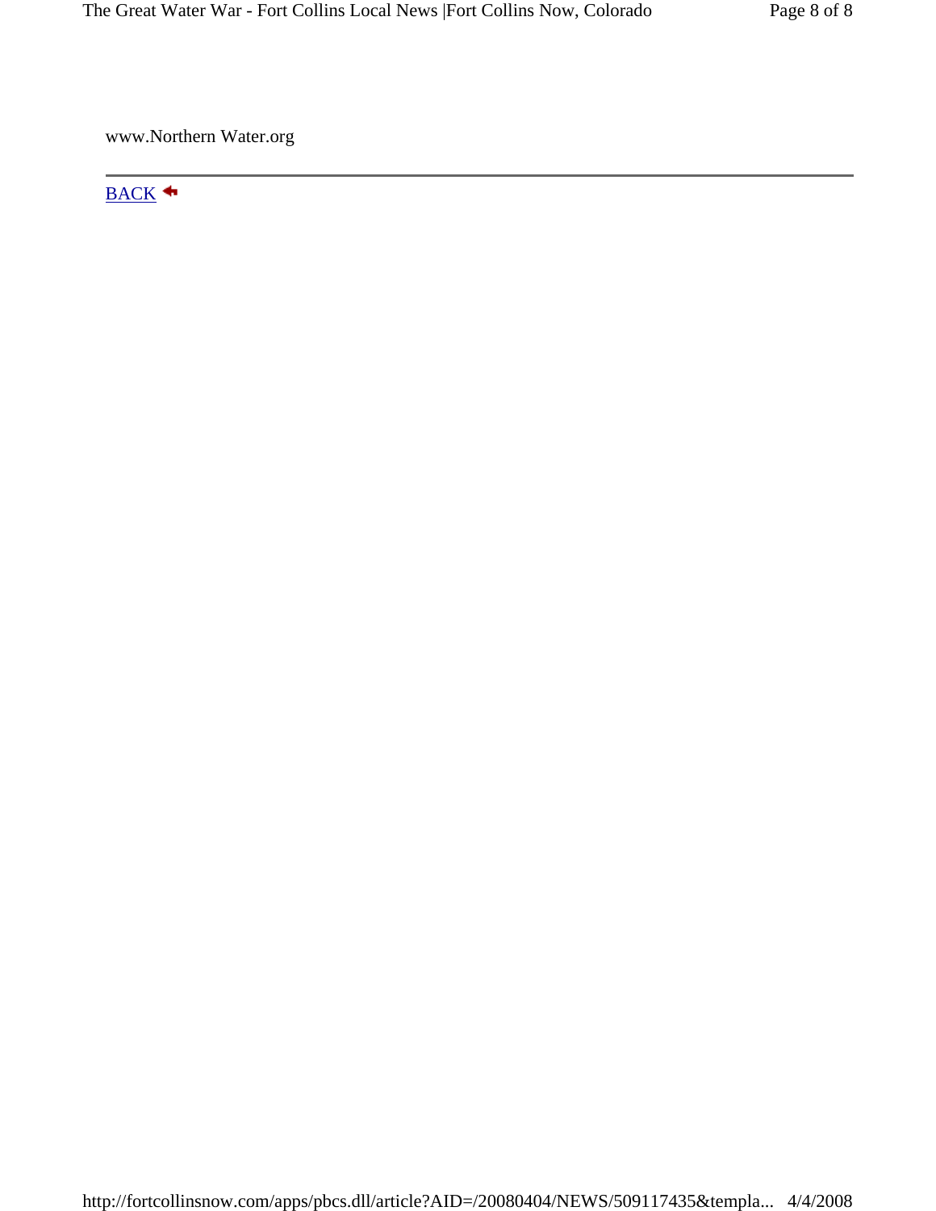www.Northern Water.org

---

BACK